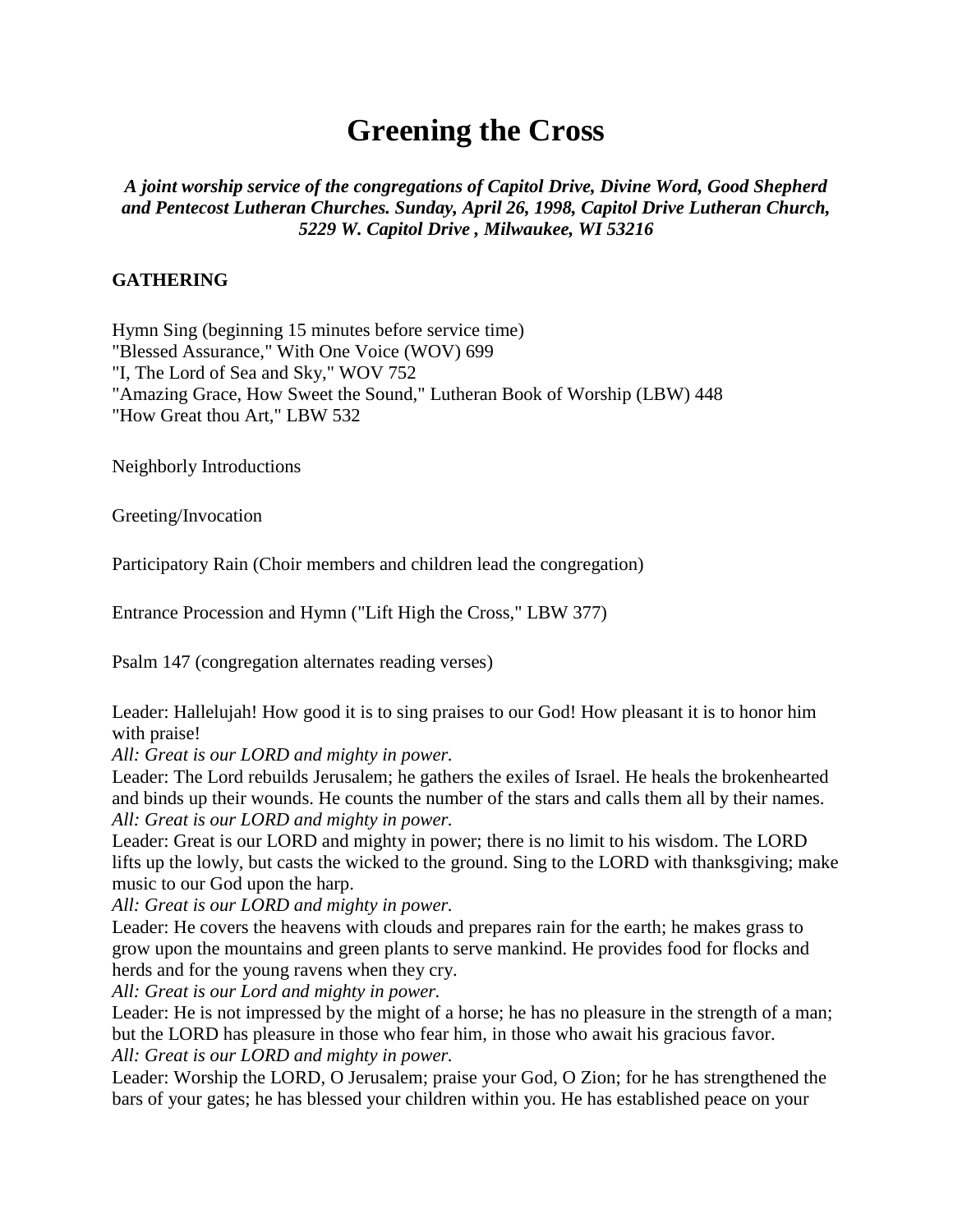# Greening the Cross

***A joint worship service of the congregations of Capitol Drive, Divine Word, Good Shepherd and Pentecost Lutheran Churches. Sunday, April 26, 1998, Capitol Drive Lutheran Church, 5229 W. Capitol Drive , Milwaukee, WI 53216***

**GATHERING**

Hymn Sing (beginning 15 minutes before service time)
"Blessed Assurance," With One Voice (WOV) 699
"I, The Lord of Sea and Sky," WOV 752
"Amazing Grace, How Sweet the Sound," Lutheran Book of Worship (LBW) 448
"How Great thou Art," LBW 532

Neighborly Introductions

Greeting/Invocation

Participatory Rain (Choir members and children lead the congregation)

Entrance Procession and Hymn ("Lift High the Cross," LBW 377)

Psalm 147 (congregation alternates reading verses)

Leader: Hallelujah! How good it is to sing praises to our God! How pleasant it is to honor him with praise!
*All: Great is our LORD and mighty in power.*
Leader: The Lord rebuilds Jerusalem; he gathers the exiles of Israel. He heals the brokenhearted and binds up their wounds. He counts the number of the stars and calls them all by their names.
*All: Great is our LORD and mighty in power.*
Leader: Great is our LORD and mighty in power; there is no limit to his wisdom. The LORD lifts up the lowly, but casts the wicked to the ground. Sing to the LORD with thanksgiving; make music to our God upon the harp.
*All: Great is our LORD and mighty in power.*
Leader: He covers the heavens with clouds and prepares rain for the earth; he makes grass to grow upon the mountains and green plants to serve mankind. He provides food for flocks and herds and for the young ravens when they cry.
*All: Great is our Lord and mighty in power.*
Leader: He is not impressed by the might of a horse; he has no pleasure in the strength of a man; but the LORD has pleasure in those who fear him, in those who await his gracious favor.
*All: Great is our LORD and mighty in power.*
Leader: Worship the LORD, O Jerusalem; praise your God, O Zion; for he has strengthened the bars of your gates; he has blessed your children within you. He has established peace on your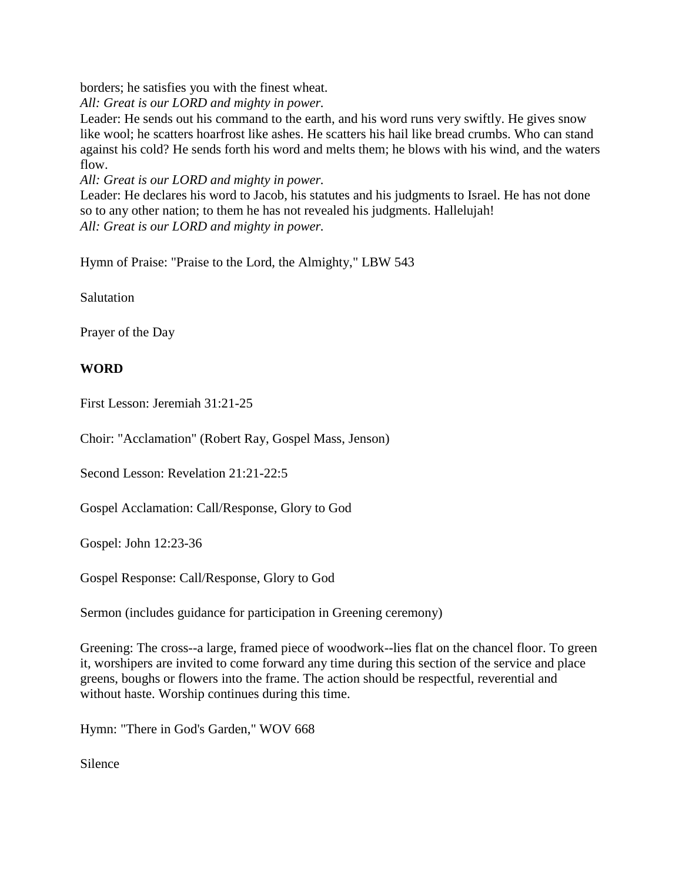borders; he satisfies you with the finest wheat.
*All: Great is our LORD and mighty in power.*
Leader: He sends out his command to the earth, and his word runs very swiftly. He gives snow like wool; he scatters hoarfrost like ashes. He scatters his hail like bread crumbs. Who can stand against his cold? He sends forth his word and melts them; he blows with his wind, and the waters flow.
*All: Great is our LORD and mighty in power.*
Leader: He declares his word to Jacob, his statutes and his judgments to Israel. He has not done so to any other nation; to them he has not revealed his judgments. Hallelujah!
*All: Great is our LORD and mighty in power.*

Hymn of Praise: "Praise to the Lord, the Almighty," LBW 543

Salutation

Prayer of the Day

**WORD**

First Lesson: Jeremiah 31:21-25

Choir: "Acclamation" (Robert Ray, Gospel Mass, Jenson)

Second Lesson: Revelation 21:21-22:5

Gospel Acclamation: Call/Response, Glory to God

Gospel: John 12:23-36

Gospel Response: Call/Response, Glory to God

Sermon (includes guidance for participation in Greening ceremony)

Greening: The cross--a large, framed piece of woodwork--lies flat on the chancel floor. To green it, worshipers are invited to come forward any time during this section of the service and place greens, boughs or flowers into the frame. The action should be respectful, reverential and without haste. Worship continues during this time.

Hymn: "There in God's Garden," WOV 668

Silence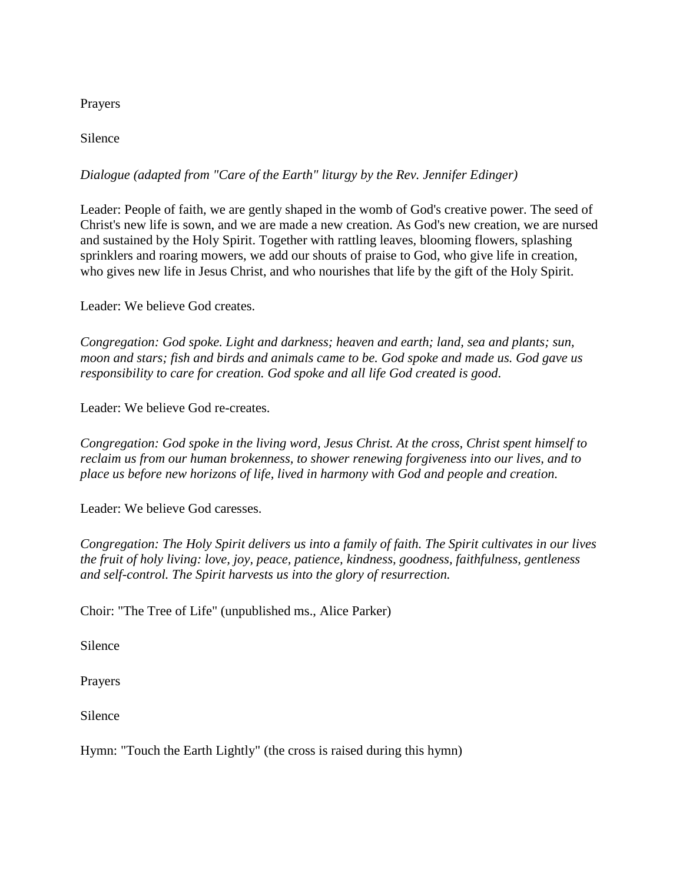Prayers

Silence

*Dialogue (adapted from "Care of the Earth" liturgy by the Rev. Jennifer Edinger)*

Leader: People of faith, we are gently shaped in the womb of God's creative power. The seed of Christ's new life is sown, and we are made a new creation. As God's new creation, we are nursed and sustained by the Holy Spirit. Together with rattling leaves, blooming flowers, splashing sprinklers and roaring mowers, we add our shouts of praise to God, who give life in creation, who gives new life in Jesus Christ, and who nourishes that life by the gift of the Holy Spirit.

Leader: We believe God creates.

*Congregation: God spoke. Light and darkness; heaven and earth; land, sea and plants; sun, moon and stars; fish and birds and animals came to be. God spoke and made us. God gave us responsibility to care for creation. God spoke and all life God created is good.*

Leader: We believe God re-creates.

*Congregation: God spoke in the living word, Jesus Christ. At the cross, Christ spent himself to reclaim us from our human brokenness, to shower renewing forgiveness into our lives, and to place us before new horizons of life, lived in harmony with God and people and creation.*

Leader: We believe God caresses.

*Congregation: The Holy Spirit delivers us into a family of faith. The Spirit cultivates in our lives the fruit of holy living: love, joy, peace, patience, kindness, goodness, faithfulness, gentleness and self-control. The Spirit harvests us into the glory of resurrection.*

Choir: "The Tree of Life" (unpublished ms., Alice Parker)

Silence

Prayers

Silence

Hymn: "Touch the Earth Lightly" (the cross is raised during this hymn)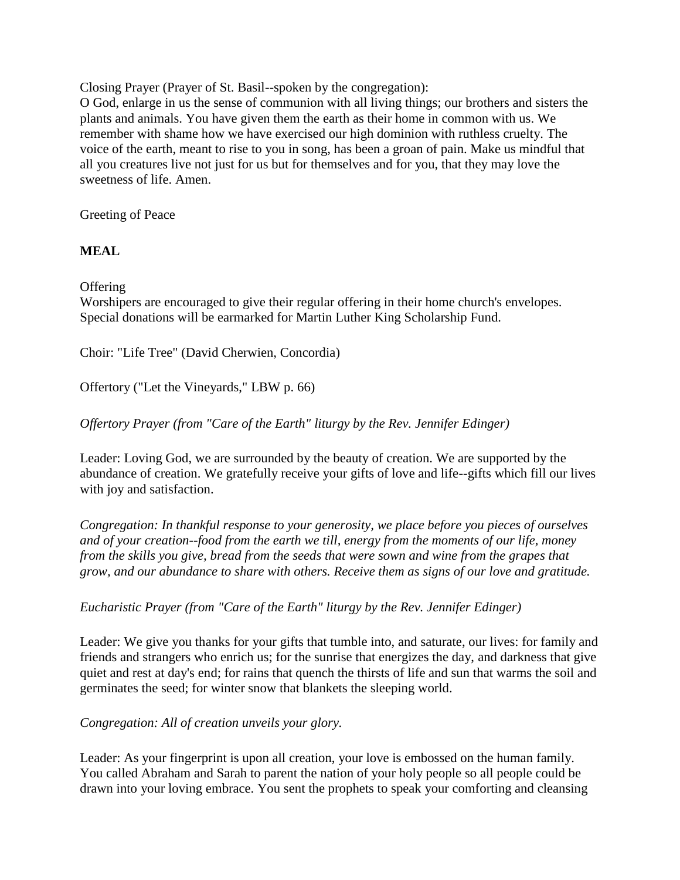Closing Prayer (Prayer of St. Basil--spoken by the congregation):
O God, enlarge in us the sense of communion with all living things; our brothers and sisters the plants and animals. You have given them the earth as their home in common with us. We remember with shame how we have exercised our high dominion with ruthless cruelty. The voice of the earth, meant to rise to you in song, has been a groan of pain. Make us mindful that all you creatures live not just for us but for themselves and for you, that they may love the sweetness of life. Amen.

Greeting of Peace

**MEAL**

Offering
Worshipers are encouraged to give their regular offering in their home church's envelopes. Special donations will be earmarked for Martin Luther King Scholarship Fund.

Choir: "Life Tree" (David Cherwien, Concordia)

Offertory ("Let the Vineyards," LBW p. 66)

*Offertory Prayer (from "Care of the Earth" liturgy by the Rev. Jennifer Edinger)*

Leader: Loving God, we are surrounded by the beauty of creation. We are supported by the abundance of creation. We gratefully receive your gifts of love and life--gifts which fill our lives with joy and satisfaction.

*Congregation: In thankful response to your generosity, we place before you pieces of ourselves and of your creation--food from the earth we till, energy from the moments of our life, money from the skills you give, bread from the seeds that were sown and wine from the grapes that grow, and our abundance to share with others. Receive them as signs of our love and gratitude.*

*Eucharistic Prayer (from "Care of the Earth" liturgy by the Rev. Jennifer Edinger)*

Leader: We give you thanks for your gifts that tumble into, and saturate, our lives: for family and friends and strangers who enrich us; for the sunrise that energizes the day, and darkness that give quiet and rest at day's end; for rains that quench the thirsts of life and sun that warms the soil and germinates the seed; for winter snow that blankets the sleeping world.

*Congregation: All of creation unveils your glory.*

Leader: As your fingerprint is upon all creation, your love is embossed on the human family. You called Abraham and Sarah to parent the nation of your holy people so all people could be drawn into your loving embrace. You sent the prophets to speak your comforting and cleansing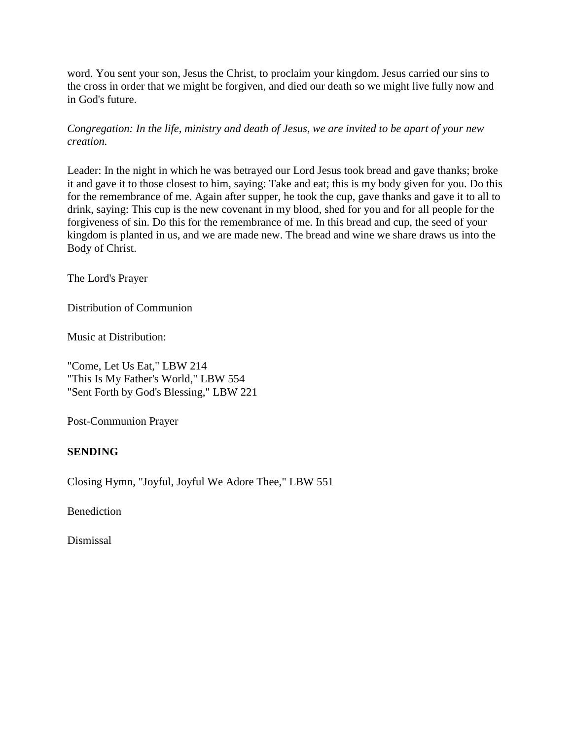word. You sent your son, Jesus the Christ, to proclaim your kingdom. Jesus carried our sins to the cross in order that we might be forgiven, and died our death so we might live fully now and in God's future.

*Congregation: In the life, ministry and death of Jesus, we are invited to be apart of your new creation.*

Leader: In the night in which he was betrayed our Lord Jesus took bread and gave thanks; broke it and gave it to those closest to him, saying: Take and eat; this is my body given for you. Do this for the remembrance of me. Again after supper, he took the cup, gave thanks and gave it to all to drink, saying: This cup is the new covenant in my blood, shed for you and for all people for the forgiveness of sin. Do this for the remembrance of me. In this bread and cup, the seed of your kingdom is planted in us, and we are made new. The bread and wine we share draws us into the Body of Christ.

The Lord's Prayer

Distribution of Communion

Music at Distribution:

"Come, Let Us Eat," LBW 214
"This Is My Father's World," LBW 554
"Sent Forth by God's Blessing," LBW 221

Post-Communion Prayer

**SENDING**

Closing Hymn, "Joyful, Joyful We Adore Thee," LBW 551

Benediction

Dismissal